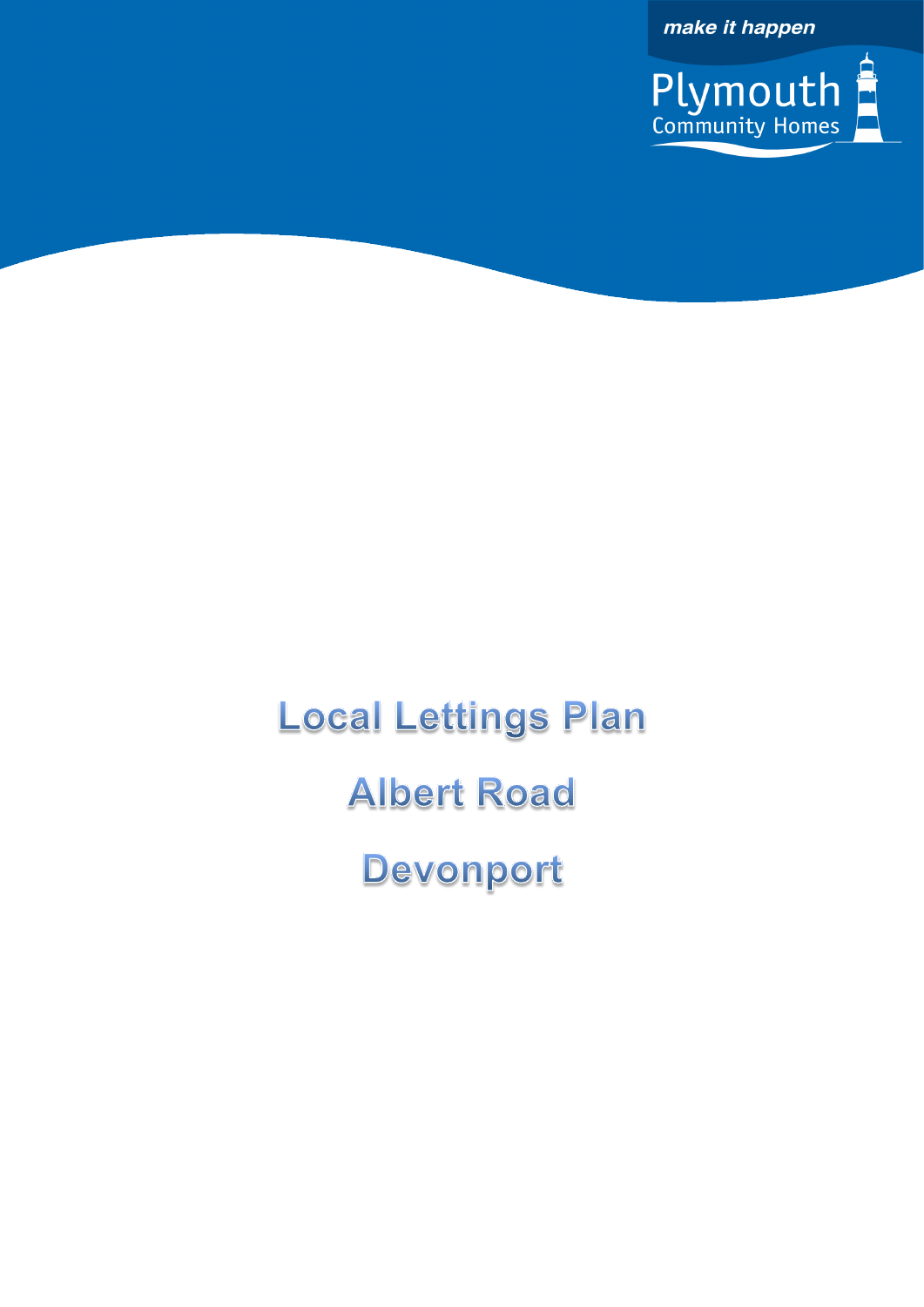make it happen

Plymouth Community Homes

# Local Lettings Plan

# Albert Road

# Devonport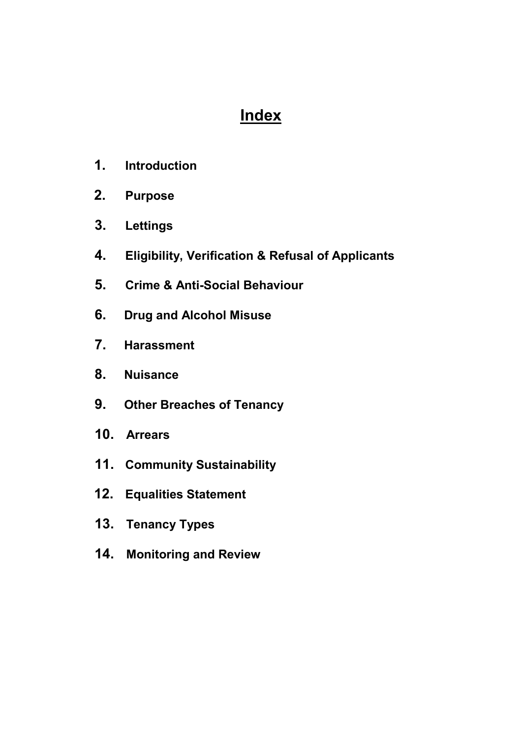# Index

1. **Introduction**
2. **Purpose**
3. **Lettings**
4. **Eligibility, Verification & Refusal of Applicants**
5. **Crime & Anti-Social Behaviour**
6. **Drug and Alcohol Misuse**
7. **Harassment**
8. **Nuisance**
9. **Other Breaches of Tenancy**
10. **Arrears**
11. **Community Sustainability**
12. **Equalities Statement**
13. **Tenancy Types**
14. **Monitoring and Review**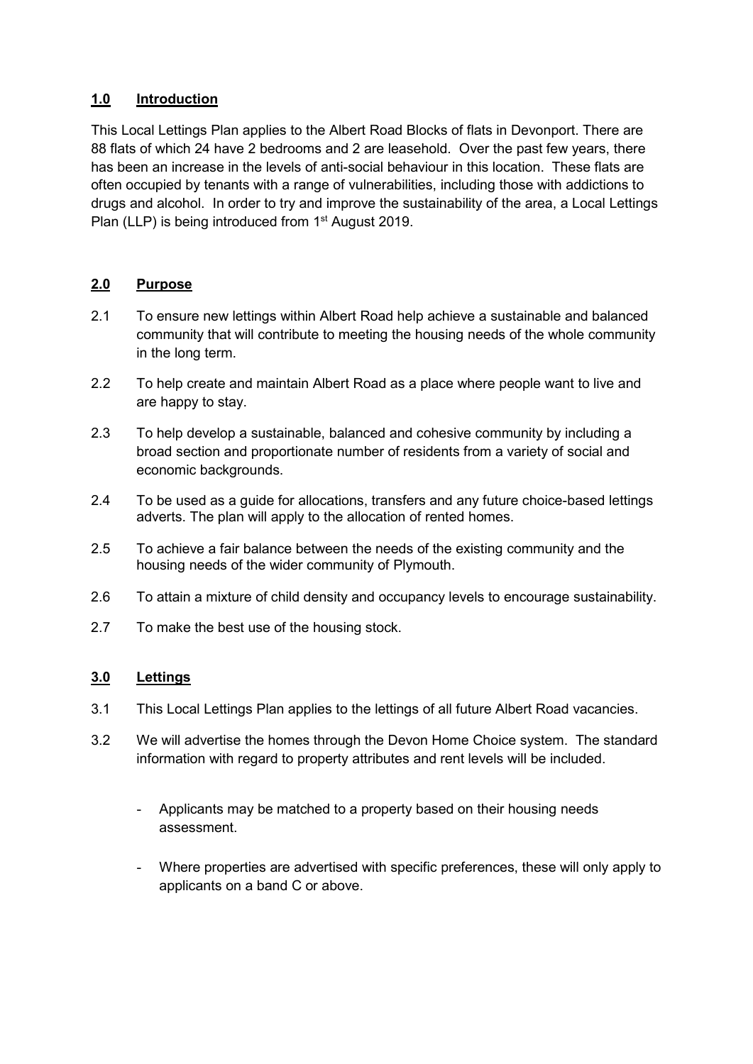## 1.0 Introduction

This Local Lettings Plan applies to the Albert Road Blocks of flats in Devonport. There are 88 flats of which 24 have 2 bedrooms and 2 are leasehold. Over the past few years, there has been an increase in the levels of anti-social behaviour in this location. These flats are often occupied by tenants with a range of vulnerabilities, including those with addictions to drugs and alcohol. In order to try and improve the sustainability of the area, a Local Lettings Plan (LLP) is being introduced from 1st August 2019.

## 2.0 Purpose

2.1 To ensure new lettings within Albert Road help achieve a sustainable and balanced community that will contribute to meeting the housing needs of the whole community in the long term.

2.2 To help create and maintain Albert Road as a place where people want to live and are happy to stay.

2.3 To help develop a sustainable, balanced and cohesive community by including a broad section and proportionate number of residents from a variety of social and economic backgrounds.

2.4 To be used as a guide for allocations, transfers and any future choice-based lettings adverts. The plan will apply to the allocation of rented homes.

2.5 To achieve a fair balance between the needs of the existing community and the housing needs of the wider community of Plymouth.

2.6 To attain a mixture of child density and occupancy levels to encourage sustainability.

2.7 To make the best use of the housing stock.

## 3.0 Lettings

3.1 This Local Lettings Plan applies to the lettings of all future Albert Road vacancies.

3.2 We will advertise the homes through the Devon Home Choice system. The standard information with regard to property attributes and rent levels will be included.

- Applicants may be matched to a property based on their housing needs assessment.

- Where properties are advertised with specific preferences, these will only apply to applicants on a band C or above.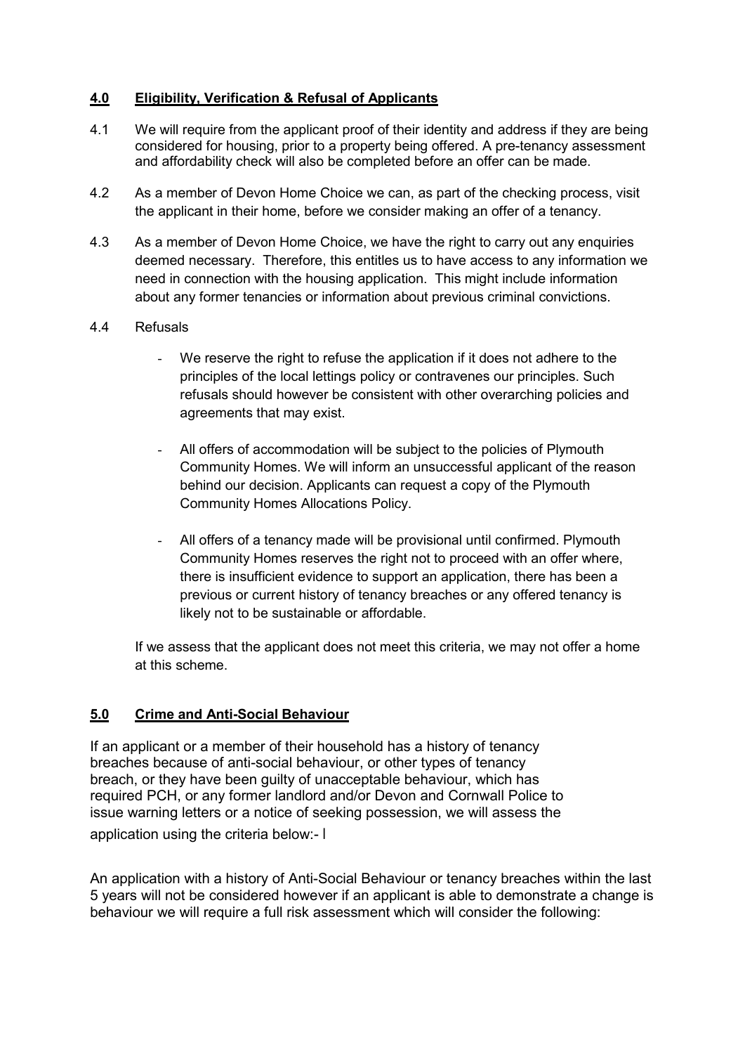## **4.0 Eligibility, Verification & Refusal of Applicants**

4.1 We will require from the applicant proof of their identity and address if they are being considered for housing, prior to a property being offered. A pre-tenancy assessment and affordability check will also be completed before an offer can be made.

4.2 As a member of Devon Home Choice we can, as part of the checking process, visit the applicant in their home, before we consider making an offer of a tenancy.

4.3 As a member of Devon Home Choice, we have the right to carry out any enquiries deemed necessary. Therefore, this entitles us to have access to any information we need in connection with the housing application. This might include information about any former tenancies or information about previous criminal convictions.

4.4 Refusals

- We reserve the right to refuse the application if it does not adhere to the principles of the local lettings policy or contravenes our principles. Such refusals should however be consistent with other overarching policies and agreements that may exist.
- All offers of accommodation will be subject to the policies of Plymouth Community Homes. We will inform an unsuccessful applicant of the reason behind our decision. Applicants can request a copy of the Plymouth Community Homes Allocations Policy.
- All offers of a tenancy made will be provisional until confirmed. Plymouth Community Homes reserves the right not to proceed with an offer where, there is insufficient evidence to support an application, there has been a previous or current history of tenancy breaches or any offered tenancy is likely not to be sustainable or affordable.

If we assess that the applicant does not meet this criteria, we may not offer a home at this scheme.

## **5.0 Crime and Anti-Social Behaviour**

If an applicant or a member of their household has a history of tenancy breaches because of anti-social behaviour, or other types of tenancy breach, or they have been guilty of unacceptable behaviour, which has required PCH, or any former landlord and/or Devon and Cornwall Police to issue warning letters or a notice of seeking possession, we will assess the application using the criteria below:- l

An application with a history of Anti-Social Behaviour or tenancy breaches within the last 5 years will not be considered however if an applicant is able to demonstrate a change is behaviour we will require a full risk assessment which will consider the following: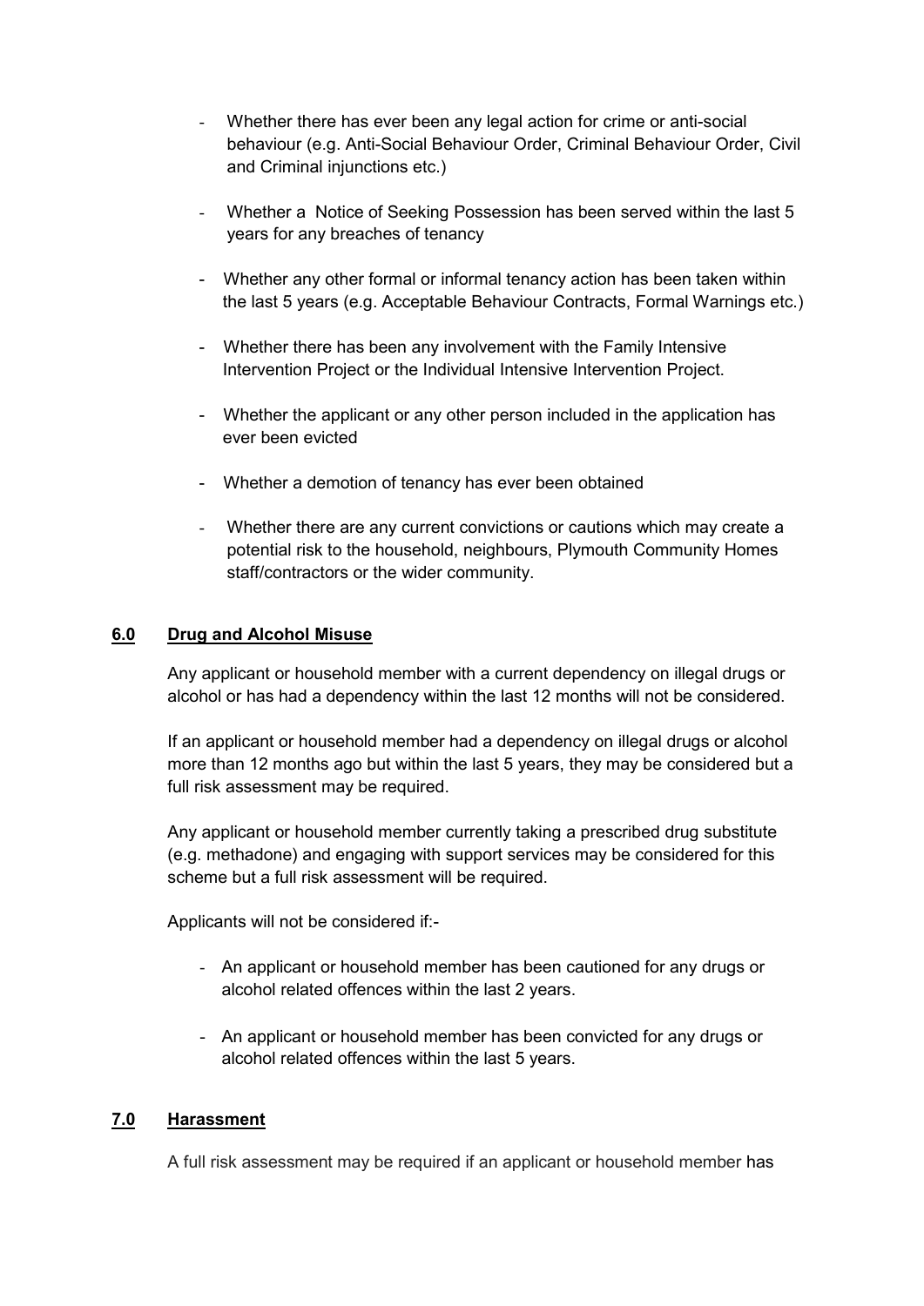- Whether there has ever been any legal action for crime or anti-social behaviour (e.g. Anti-Social Behaviour Order, Criminal Behaviour Order, Civil and Criminal injunctions etc.)
- Whether a Notice of Seeking Possession has been served within the last 5 years for any breaches of tenancy
- Whether any other formal or informal tenancy action has been taken within the last 5 years (e.g. Acceptable Behaviour Contracts, Formal Warnings etc.)
- Whether there has been any involvement with the Family Intensive Intervention Project or the Individual Intensive Intervention Project.
- Whether the applicant or any other person included in the application has ever been evicted
- Whether a demotion of tenancy has ever been obtained
- Whether there are any current convictions or cautions which may create a potential risk to the household, neighbours, Plymouth Community Homes staff/contractors or the wider community.

## 6.0 Drug and Alcohol Misuse

Any applicant or household member with a current dependency on illegal drugs or alcohol or has had a dependency within the last 12 months will not be considered.

If an applicant or household member had a dependency on illegal drugs or alcohol more than 12 months ago but within the last 5 years, they may be considered but a full risk assessment may be required.

Any applicant or household member currently taking a prescribed drug substitute (e.g. methadone) and engaging with support services may be considered for this scheme but a full risk assessment will be required.

Applicants will not be considered if:-

- An applicant or household member has been cautioned for any drugs or alcohol related offences within the last 2 years.
- An applicant or household member has been convicted for any drugs or alcohol related offences within the last 5 years.

## 7.0 Harassment

A full risk assessment may be required if an applicant or household member has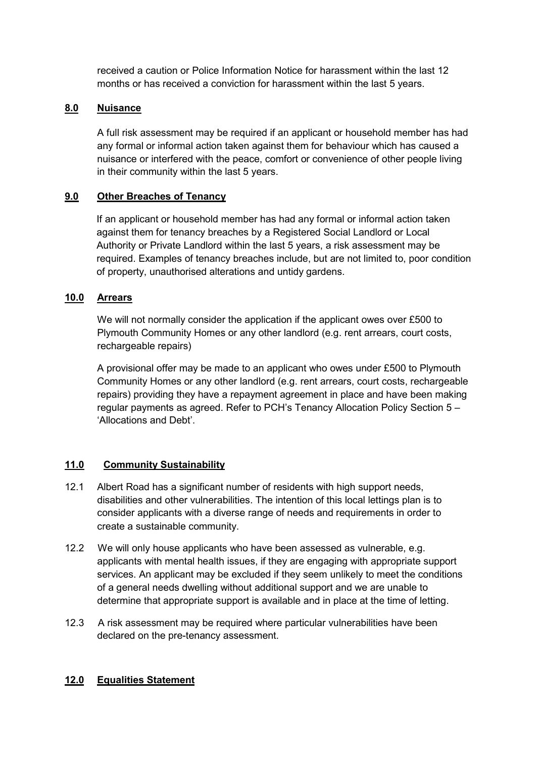received a caution or Police Information Notice for harassment within the last 12 months or has received a conviction for harassment within the last 5 years.

## 8.0 Nuisance

A full risk assessment may be required if an applicant or household member has had any formal or informal action taken against them for behaviour which has caused a nuisance or interfered with the peace, comfort or convenience of other people living in their community within the last 5 years.

## 9.0 Other Breaches of Tenancy

If an applicant or household member has had any formal or informal action taken against them for tenancy breaches by a Registered Social Landlord or Local Authority or Private Landlord within the last 5 years, a risk assessment may be required. Examples of tenancy breaches include, but are not limited to, poor condition of property, unauthorised alterations and untidy gardens.

## 10.0 Arrears

We will not normally consider the application if the applicant owes over £500 to Plymouth Community Homes or any other landlord (e.g. rent arrears, court costs, rechargeable repairs)

A provisional offer may be made to an applicant who owes under £500 to Plymouth Community Homes or any other landlord (e.g. rent arrears, court costs, rechargeable repairs) providing they have a repayment agreement in place and have been making regular payments as agreed. Refer to PCH's Tenancy Allocation Policy Section 5 – 'Allocations and Debt'.

## 11.0 Community Sustainability

12.1 Albert Road has a significant number of residents with high support needs, disabilities and other vulnerabilities. The intention of this local lettings plan is to consider applicants with a diverse range of needs and requirements in order to create a sustainable community.

12.2 We will only house applicants who have been assessed as vulnerable, e.g. applicants with mental health issues, if they are engaging with appropriate support services. An applicant may be excluded if they seem unlikely to meet the conditions of a general needs dwelling without additional support and we are unable to determine that appropriate support is available and in place at the time of letting.

12.3 A risk assessment may be required where particular vulnerabilities have been declared on the pre-tenancy assessment.

## 12.0 Equalities Statement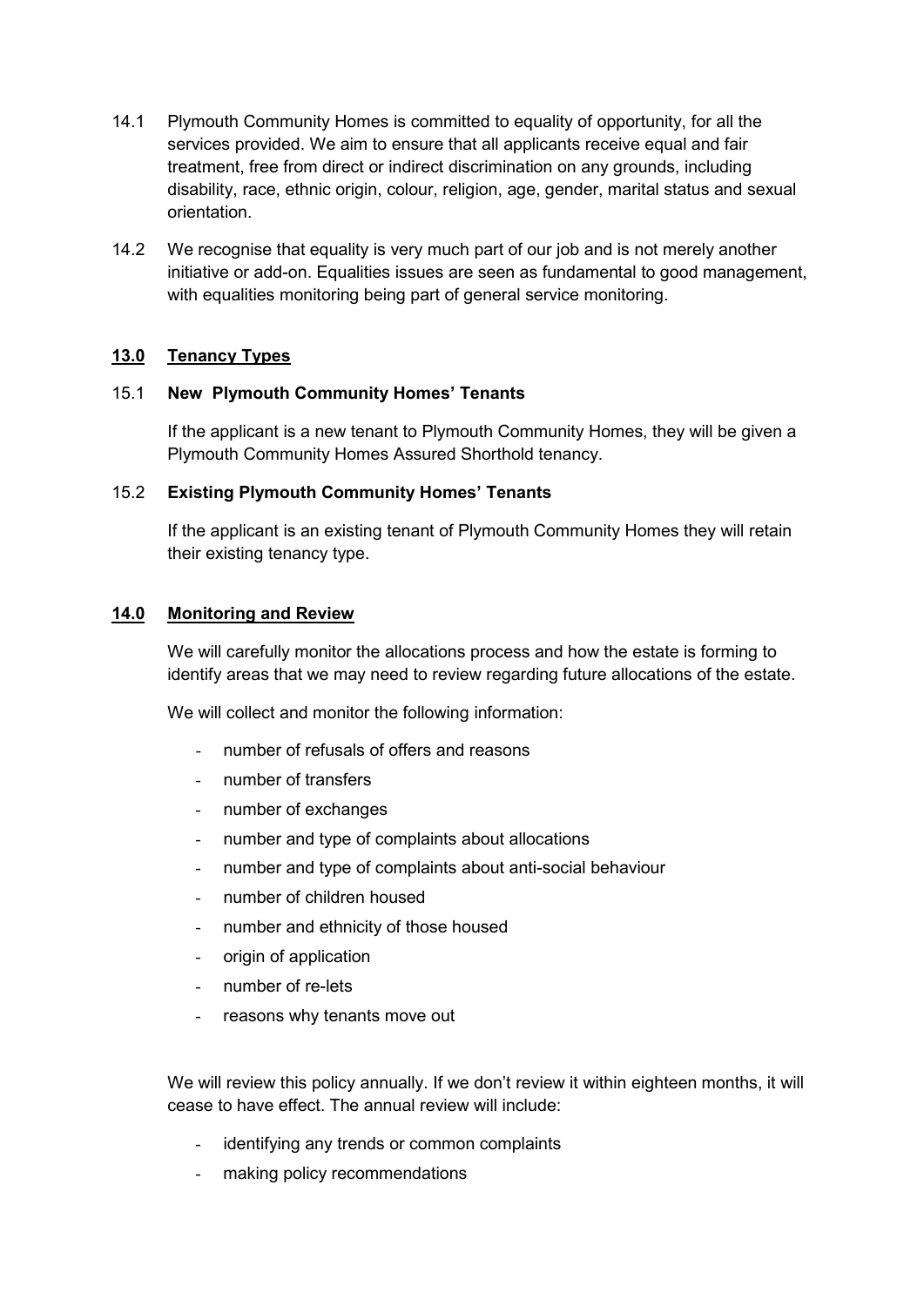14.1 Plymouth Community Homes is committed to equality of opportunity, for all the services provided. We aim to ensure that all applicants receive equal and fair treatment, free from direct or indirect discrimination on any grounds, including disability, race, ethnic origin, colour, religion, age, gender, marital status and sexual orientation.

14.2 We recognise that equality is very much part of our job and is not merely another initiative or add-on. Equalities issues are seen as fundamental to good management, with equalities monitoring being part of general service monitoring.

## 13.0 Tenancy Types

### 15.1 New Plymouth Community Homes' Tenants

If the applicant is a new tenant to Plymouth Community Homes, they will be given a Plymouth Community Homes Assured Shorthold tenancy.

### 15.2 Existing Plymouth Community Homes' Tenants

If the applicant is an existing tenant of Plymouth Community Homes they will retain their existing tenancy type.

## 14.0 Monitoring and Review

We will carefully monitor the allocations process and how the estate is forming to identify areas that we may need to review regarding future allocations of the estate.

We will collect and monitor the following information:

- number of refusals of offers and reasons
- number of transfers
- number of exchanges
- number and type of complaints about allocations
- number and type of complaints about anti-social behaviour
- number of children housed
- number and ethnicity of those housed
- origin of application
- number of re-lets
- reasons why tenants move out

We will review this policy annually. If we don't review it within eighteen months, it will cease to have effect. The annual review will include:

- identifying any trends or common complaints
- making policy recommendations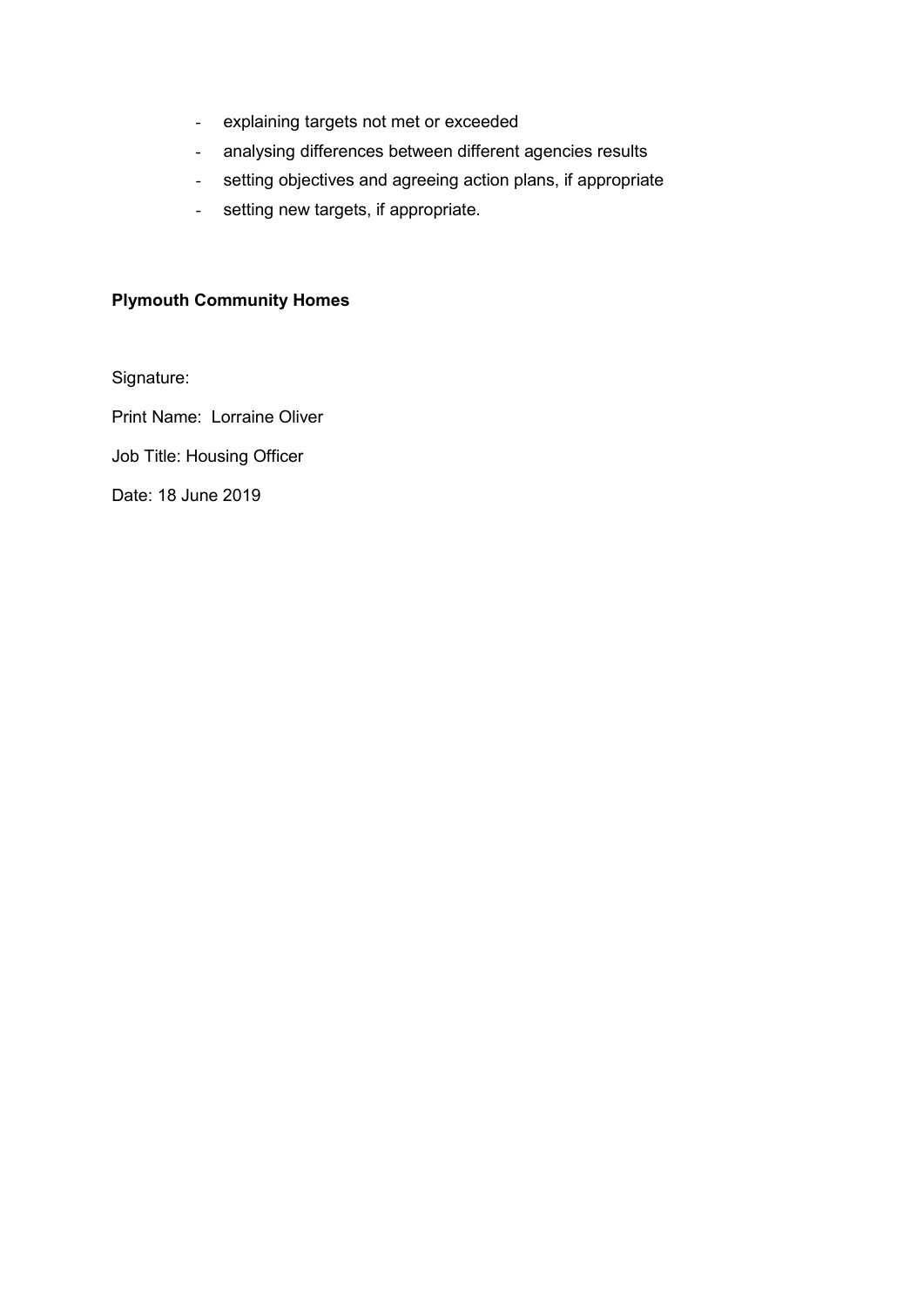- explaining targets not met or exceeded
- analysing differences between different agencies results
- setting objectives and agreeing action plans, if appropriate
- setting new targets, if appropriate.

**Plymouth Community Homes**

Signature:

Print Name: Lorraine Oliver

Job Title: Housing Officer

Date: 18 June 2019